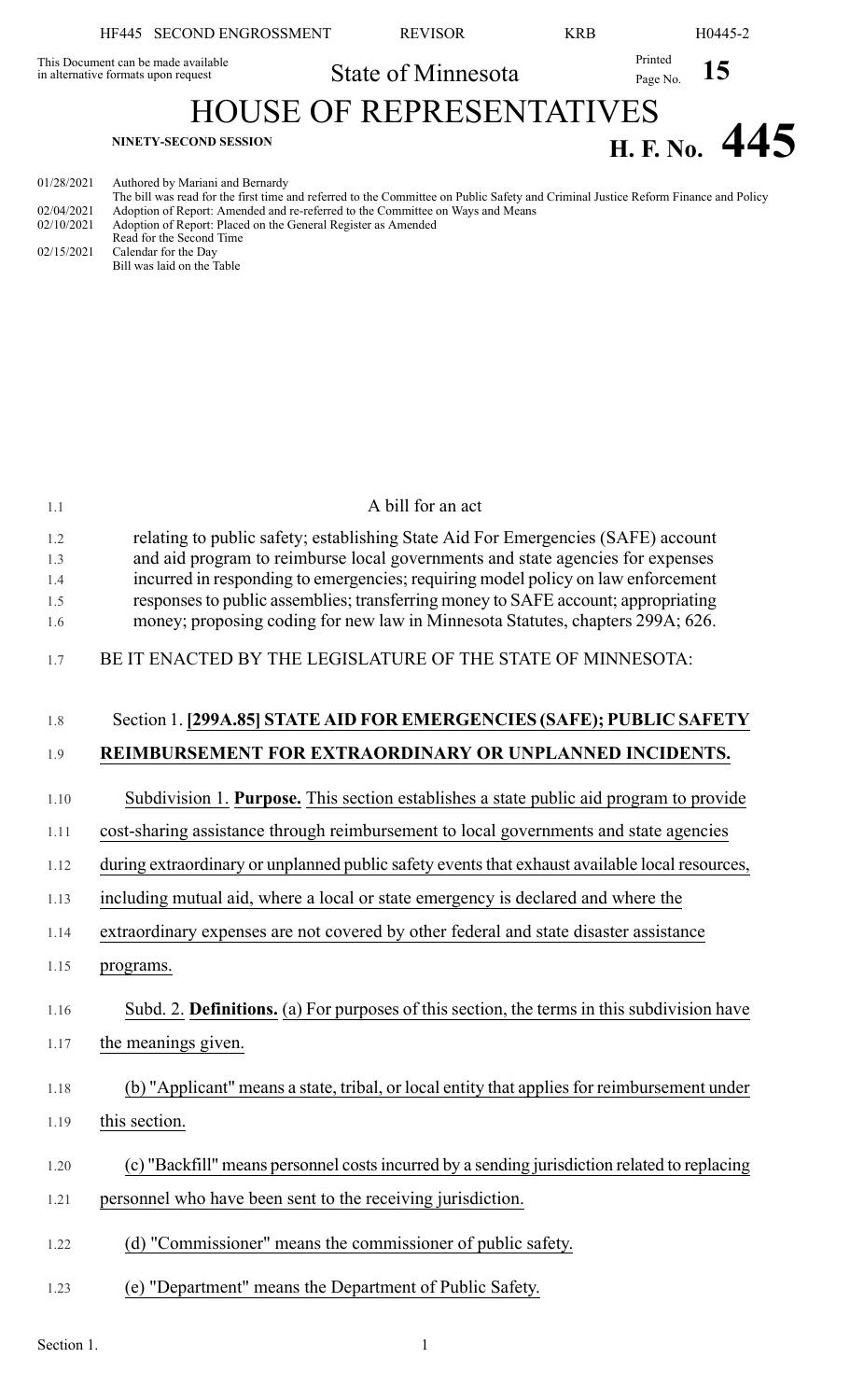This Document can be made available in alternative formats upon request

State of Minnesota

# HOUSE OF REPRESENTATIVES

NINETY-SECOND SESSION

**H. F. No. 445**

01/28/2021 Authored by Mariani and Bernardy
The bill was read for the first time and referred to the Committee on Public Safety and Criminal Justice Reform Finance and Policy
02/04/2021 Adoption of Report: Amended and re-referred to the Committee on Ways and Means
02/10/2021 Adoption of Report: Placed on the General Register as Amended
Read for the Second Time
02/15/2021 Calendar for the Day
Bill was laid on the Table

A bill for an act

relating to public safety; establishing State Aid For Emergencies (SAFE) account and aid program to reimburse local governments and state agencies for expenses incurred in responding to emergencies; requiring model policy on law enforcement responses to public assemblies; transferring money to SAFE account; appropriating money; proposing coding for new law in Minnesota Statutes, chapters 299A; 626.

BE IT ENACTED BY THE LEGISLATURE OF THE STATE OF MINNESOTA:

Section 1. **[299A.85] STATE AID FOR EMERGENCIES (SAFE); PUBLIC SAFETY REIMBURSEMENT FOR EXTRAORDINARY OR UNPLANNED INCIDENTS.**

Subdivision 1. **Purpose.** This section establishes a state public aid program to provide cost-sharing assistance through reimbursement to local governments and state agencies during extraordinary or unplanned public safety events that exhaust available local resources, including mutual aid, where a local or state emergency is declared and where the extraordinary expenses are not covered by other federal and state disaster assistance programs.

Subd. 2. **Definitions.** (a) For purposes of this section, the terms in this subdivision have the meanings given.

(b) "Applicant" means a state, tribal, or local entity that applies for reimbursement under this section.

(c) "Backfill" means personnel costs incurred by a sending jurisdiction related to replacing personnel who have been sent to the receiving jurisdiction.

(d) "Commissioner" means the commissioner of public safety.

(e) "Department" means the Department of Public Safety.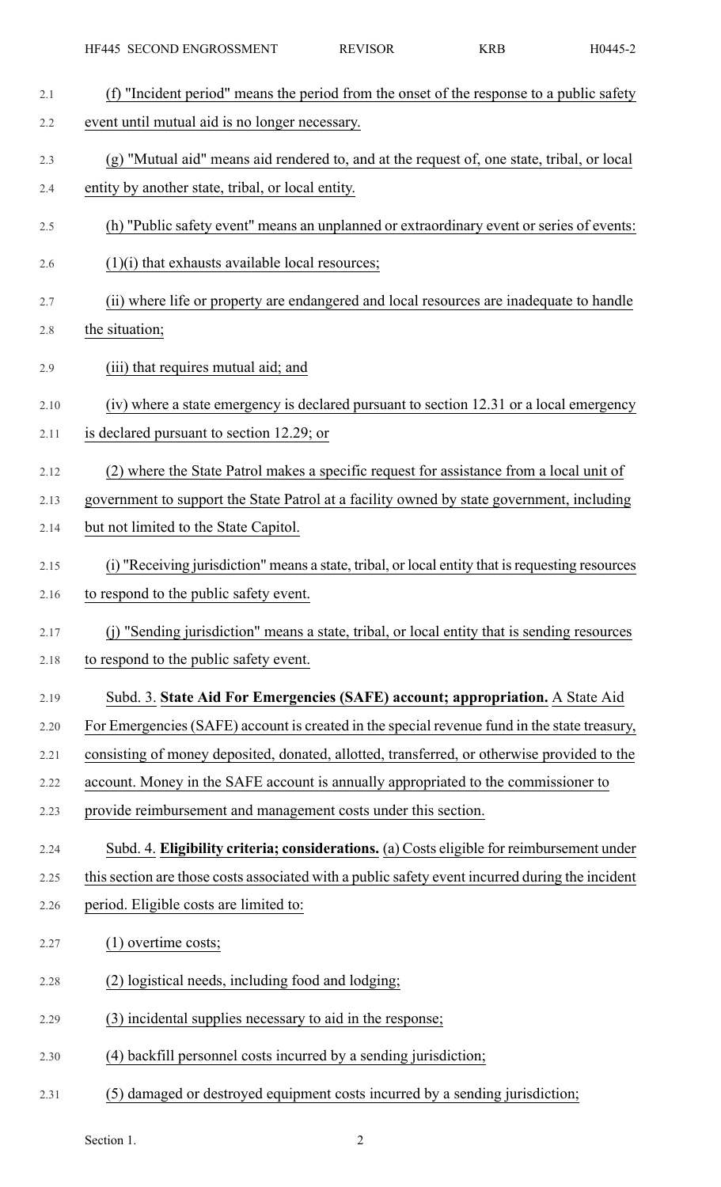(f) "Incident period" means the period from the onset of the response to a public safety event until mutual aid is no longer necessary.

(g) "Mutual aid" means aid rendered to, and at the request of, one state, tribal, or local entity by another state, tribal, or local entity.

(h) "Public safety event" means an unplanned or extraordinary event or series of events:

(1)(i) that exhausts available local resources;

(ii) where life or property are endangered and local resources are inadequate to handle the situation;

(iii) that requires mutual aid; and

(iv) where a state emergency is declared pursuant to section 12.31 or a local emergency is declared pursuant to section 12.29; or

(2) where the State Patrol makes a specific request for assistance from a local unit of government to support the State Patrol at a facility owned by state government, including but not limited to the State Capitol.

(i) "Receiving jurisdiction" means a state, tribal, or local entity that is requesting resources to respond to the public safety event.

(j) "Sending jurisdiction" means a state, tribal, or local entity that is sending resources to respond to the public safety event.

Subd. 3. **State Aid For Emergencies (SAFE) account; appropriation.** A State Aid For Emergencies (SAFE) account is created in the special revenue fund in the state treasury, consisting of money deposited, donated, allotted, transferred, or otherwise provided to the account. Money in the SAFE account is annually appropriated to the commissioner to provide reimbursement and management costs under this section.

Subd. 4. **Eligibility criteria; considerations.** (a) Costs eligible for reimbursement under this section are those costs associated with a public safety event incurred during the incident period. Eligible costs are limited to:

(1) overtime costs;

(2) logistical needs, including food and lodging;

(3) incidental supplies necessary to aid in the response;

(4) backfill personnel costs incurred by a sending jurisdiction;

(5) damaged or destroyed equipment costs incurred by a sending jurisdiction;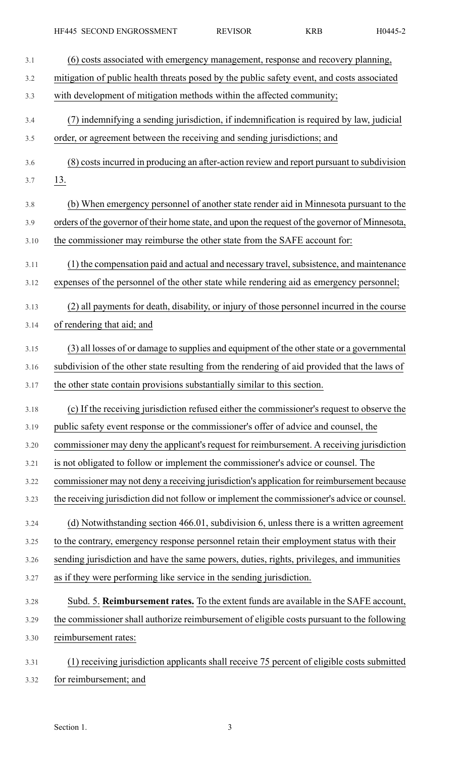(6) costs associated with emergency management, response and recovery planning, mitigation of public health threats posed by the public safety event, and costs associated with development of mitigation methods within the affected community;

(7) indemnifying a sending jurisdiction, if indemnification is required by law, judicial order, or agreement between the receiving and sending jurisdictions; and

(8) costs incurred in producing an after-action review and report pursuant to subdivision 13.

(b) When emergency personnel of another state render aid in Minnesota pursuant to the orders of the governor of their home state, and upon the request of the governor of Minnesota, the commissioner may reimburse the other state from the SAFE account for:

(1) the compensation paid and actual and necessary travel, subsistence, and maintenance expenses of the personnel of the other state while rendering aid as emergency personnel;

(2) all payments for death, disability, or injury of those personnel incurred in the course of rendering that aid; and

(3) all losses of or damage to supplies and equipment of the other state or a governmental subdivision of the other state resulting from the rendering of aid provided that the laws of the other state contain provisions substantially similar to this section.

(c) If the receiving jurisdiction refused either the commissioner's request to observe the public safety event response or the commissioner's offer of advice and counsel, the commissioner may deny the applicant's request for reimbursement. A receiving jurisdiction is not obligated to follow or implement the commissioner's advice or counsel. The commissioner may not deny a receiving jurisdiction's application for reimbursement because the receiving jurisdiction did not follow or implement the commissioner's advice or counsel.

(d) Notwithstanding section 466.01, subdivision 6, unless there is a written agreement to the contrary, emergency response personnel retain their employment status with their sending jurisdiction and have the same powers, duties, rights, privileges, and immunities as if they were performing like service in the sending jurisdiction.

Subd. 5. **Reimbursement rates.** To the extent funds are available in the SAFE account, the commissioner shall authorize reimbursement of eligible costs pursuant to the following reimbursement rates:

(1) receiving jurisdiction applicants shall receive 75 percent of eligible costs submitted for reimbursement; and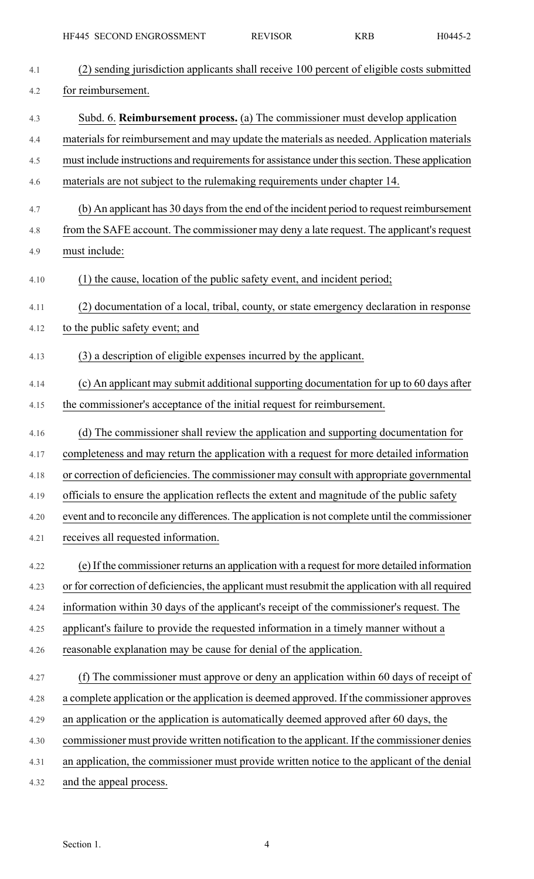(2) sending jurisdiction applicants shall receive 100 percent of eligible costs submitted for reimbursement.

Subd. 6. **Reimbursement process.** (a) The commissioner must develop application materials for reimbursement and may update the materials as needed. Application materials must include instructions and requirements for assistance under this section. These application materials are not subject to the rulemaking requirements under chapter 14.

(b) An applicant has 30 days from the end of the incident period to request reimbursement from the SAFE account. The commissioner may deny a late request. The applicant's request must include:

(1) the cause, location of the public safety event, and incident period;

(2) documentation of a local, tribal, county, or state emergency declaration in response to the public safety event; and

(3) a description of eligible expenses incurred by the applicant.

(c) An applicant may submit additional supporting documentation for up to 60 days after the commissioner's acceptance of the initial request for reimbursement.

(d) The commissioner shall review the application and supporting documentation for completeness and may return the application with a request for more detailed information or correction of deficiencies. The commissioner may consult with appropriate governmental officials to ensure the application reflects the extent and magnitude of the public safety event and to reconcile any differences. The application is not complete until the commissioner receives all requested information.

(e) If the commissioner returns an application with a request for more detailed information or for correction of deficiencies, the applicant must resubmit the application with all required information within 30 days of the applicant's receipt of the commissioner's request. The applicant's failure to provide the requested information in a timely manner without a reasonable explanation may be cause for denial of the application.

(f) The commissioner must approve or deny an application within 60 days of receipt of a complete application or the application is deemed approved. If the commissioner approves an application or the application is automatically deemed approved after 60 days, the commissioner must provide written notification to the applicant. If the commissioner denies an application, the commissioner must provide written notice to the applicant of the denial and the appeal process.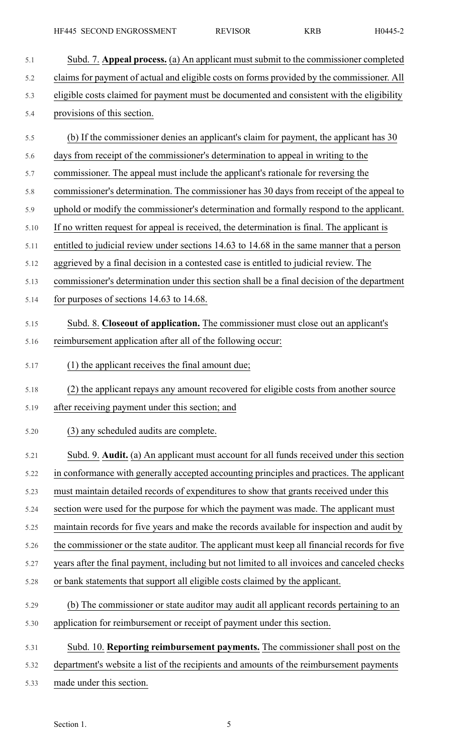Subd. 7. **Appeal process.** (a) An applicant must submit to the commissioner completed claims for payment of actual and eligible costs on forms provided by the commissioner. All eligible costs claimed for payment must be documented and consistent with the eligibility provisions of this section.

(b) If the commissioner denies an applicant's claim for payment, the applicant has 30 days from receipt of the commissioner's determination to appeal in writing to the commissioner. The appeal must include the applicant's rationale for reversing the commissioner's determination. The commissioner has 30 days from receipt of the appeal to uphold or modify the commissioner's determination and formally respond to the applicant. If no written request for appeal is received, the determination is final. The applicant is entitled to judicial review under sections 14.63 to 14.68 in the same manner that a person aggrieved by a final decision in a contested case is entitled to judicial review. The commissioner's determination under this section shall be a final decision of the department for purposes of sections 14.63 to 14.68.

Subd. 8. **Closeout of application.** The commissioner must close out an applicant's reimbursement application after all of the following occur:

(1) the applicant receives the final amount due;

(2) the applicant repays any amount recovered for eligible costs from another source after receiving payment under this section; and

(3) any scheduled audits are complete.

Subd. 9. **Audit.** (a) An applicant must account for all funds received under this section in conformance with generally accepted accounting principles and practices. The applicant must maintain detailed records of expenditures to show that grants received under this section were used for the purpose for which the payment was made. The applicant must maintain records for five years and make the records available for inspection and audit by the commissioner or the state auditor. The applicant must keep all financial records for five years after the final payment, including but not limited to all invoices and canceled checks or bank statements that support all eligible costs claimed by the applicant.

(b) The commissioner or state auditor may audit all applicant records pertaining to an application for reimbursement or receipt of payment under this section.

Subd. 10. **Reporting reimbursement payments.** The commissioner shall post on the department's website a list of the recipients and amounts of the reimbursement payments made under this section.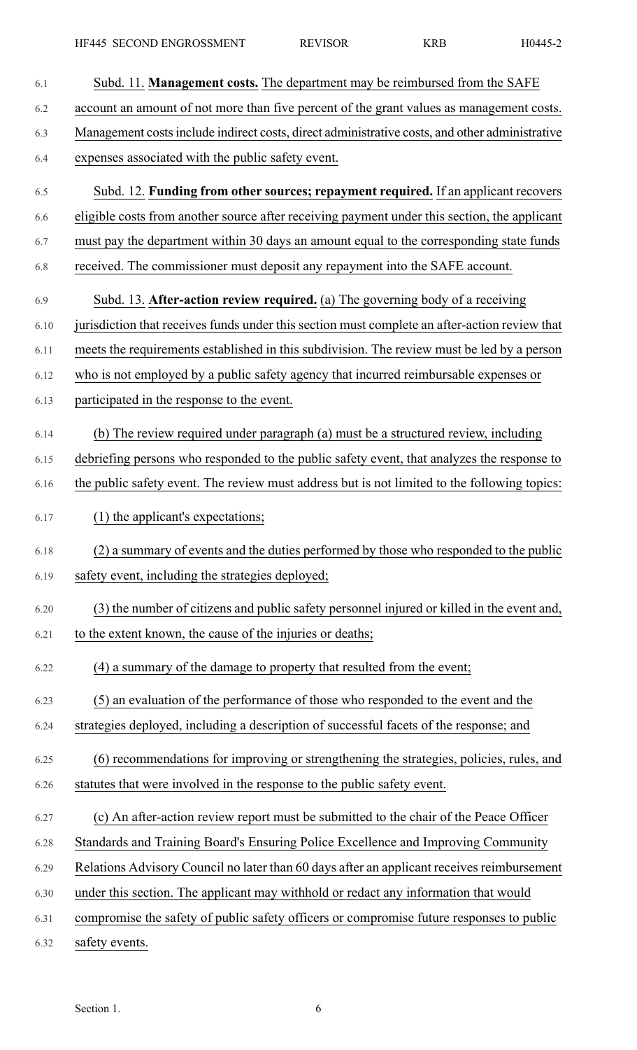Subd. 11. **Management costs.** The department may be reimbursed from the SAFE account an amount of not more than five percent of the grant values as management costs. Management costs include indirect costs, direct administrative costs, and other administrative expenses associated with the public safety event.

Subd. 12. **Funding from other sources; repayment required.** If an applicant recovers eligible costs from another source after receiving payment under this section, the applicant must pay the department within 30 days an amount equal to the corresponding state funds received. The commissioner must deposit any repayment into the SAFE account.

Subd. 13. **After-action review required.** (a) The governing body of a receiving jurisdiction that receives funds under this section must complete an after-action review that meets the requirements established in this subdivision. The review must be led by a person who is not employed by a public safety agency that incurred reimbursable expenses or participated in the response to the event.

(b) The review required under paragraph (a) must be a structured review, including debriefing persons who responded to the public safety event, that analyzes the response to the public safety event. The review must address but is not limited to the following topics:

(1) the applicant's expectations;

(2) a summary of events and the duties performed by those who responded to the public safety event, including the strategies deployed;

(3) the number of citizens and public safety personnel injured or killed in the event and, to the extent known, the cause of the injuries or deaths;

(4) a summary of the damage to property that resulted from the event;

(5) an evaluation of the performance of those who responded to the event and the strategies deployed, including a description of successful facets of the response; and

(6) recommendations for improving or strengthening the strategies, policies, rules, and statutes that were involved in the response to the public safety event.

(c) An after-action review report must be submitted to the chair of the Peace Officer Standards and Training Board's Ensuring Police Excellence and Improving Community Relations Advisory Council no later than 60 days after an applicant receives reimbursement under this section. The applicant may withhold or redact any information that would compromise the safety of public safety officers or compromise future responses to public safety events.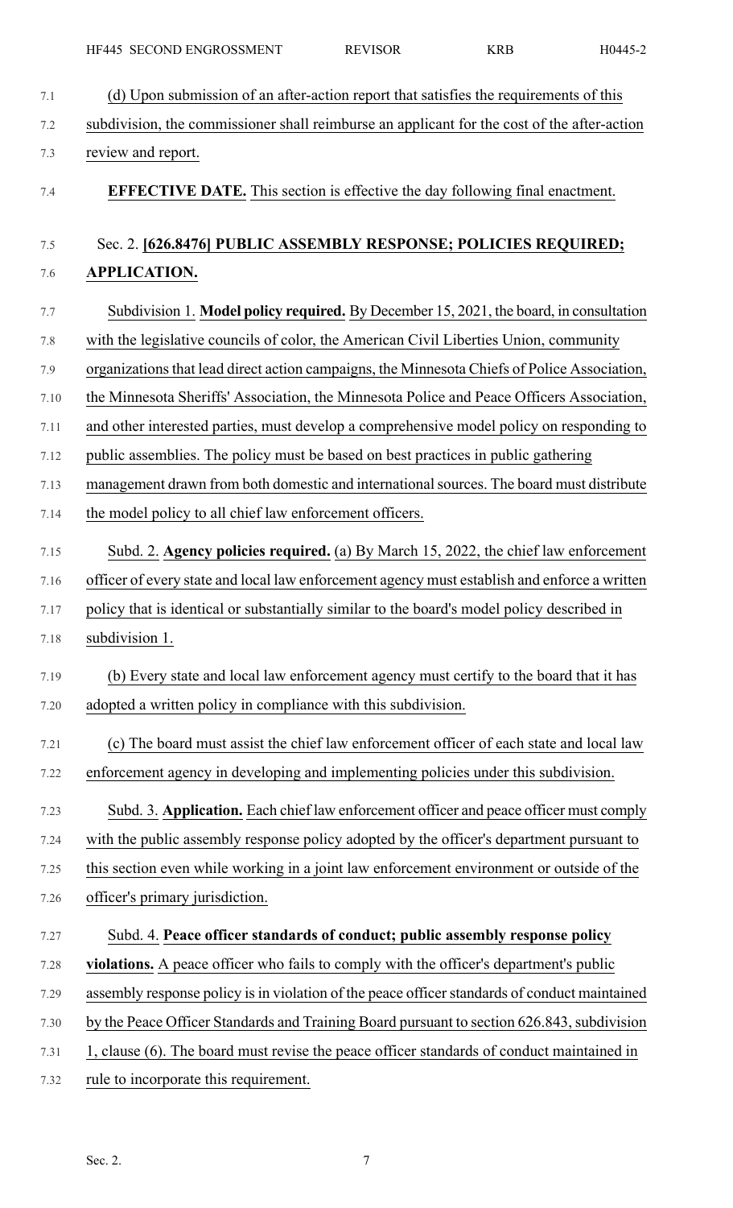(d) Upon submission of an after-action report that satisfies the requirements of this subdivision, the commissioner shall reimburse an applicant for the cost of the after-action review and report.

**EFFECTIVE DATE.** This section is effective the day following final enactment.

Sec. 2. **[626.8476] PUBLIC ASSEMBLY RESPONSE; POLICIES REQUIRED; APPLICATION.**

Subdivision 1. **Model policy required.** By December 15, 2021, the board, in consultation with the legislative councils of color, the American Civil Liberties Union, community organizations that lead direct action campaigns, the Minnesota Chiefs of Police Association, the Minnesota Sheriffs' Association, the Minnesota Police and Peace Officers Association, and other interested parties, must develop a comprehensive model policy on responding to public assemblies. The policy must be based on best practices in public gathering management drawn from both domestic and international sources. The board must distribute the model policy to all chief law enforcement officers.

Subd. 2. **Agency policies required.** (a) By March 15, 2022, the chief law enforcement officer of every state and local law enforcement agency must establish and enforce a written policy that is identical or substantially similar to the board's model policy described in subdivision 1.

(b) Every state and local law enforcement agency must certify to the board that it has adopted a written policy in compliance with this subdivision.

(c) The board must assist the chief law enforcement officer of each state and local law enforcement agency in developing and implementing policies under this subdivision.

Subd. 3. **Application.** Each chief law enforcement officer and peace officer must comply with the public assembly response policy adopted by the officer's department pursuant to this section even while working in a joint law enforcement environment or outside of the officer's primary jurisdiction.

Subd. 4. **Peace officer standards of conduct; public assembly response policy violations.** A peace officer who fails to comply with the officer's department's public assembly response policy is in violation of the peace officer standards of conduct maintained by the Peace Officer Standards and Training Board pursuant to section 626.843, subdivision 1, clause (6). The board must revise the peace officer standards of conduct maintained in rule to incorporate this requirement.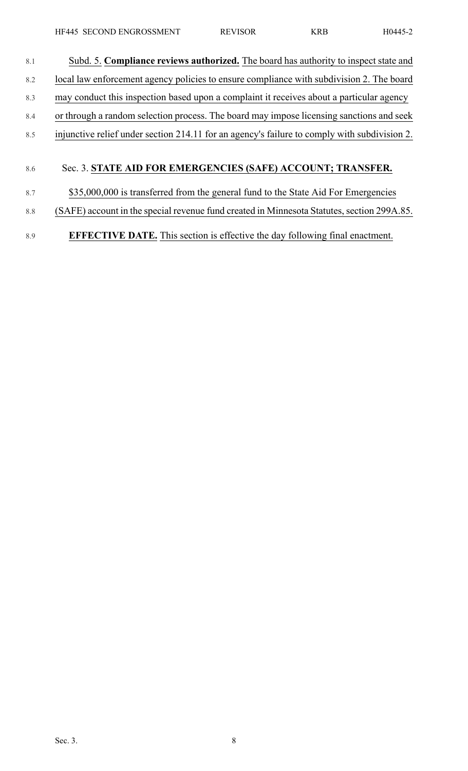Subd. 5. **Compliance reviews authorized.** The board has authority to inspect state and local law enforcement agency policies to ensure compliance with subdivision 2. The board may conduct this inspection based upon a complaint it receives about a particular agency or through a random selection process. The board may impose licensing sanctions and seek injunctive relief under section 214.11 for an agency's failure to comply with subdivision 2.

Sec. 3. **STATE AID FOR EMERGENCIES (SAFE) ACCOUNT; TRANSFER.**

$35,000,000 is transferred from the general fund to the State Aid For Emergencies (SAFE) account in the special revenue fund created in Minnesota Statutes, section 299A.85.

**EFFECTIVE DATE.** This section is effective the day following final enactment.